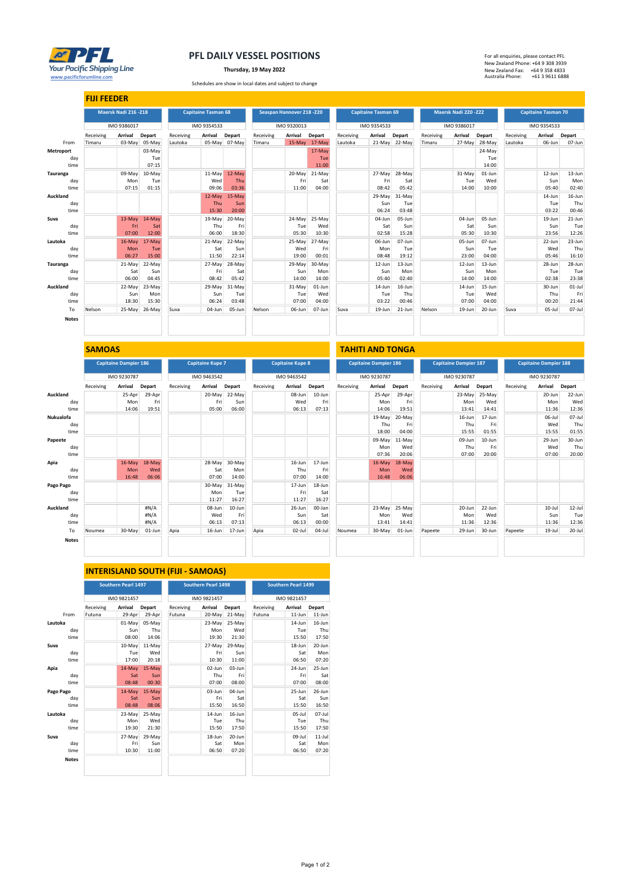# PFL DAILY VESSEL POSITIONS

**Thursday, 19 May 2022**

Schedules are show in local dates and subject to change

For all enquiries, please contact PFL
New Zealand Phone: +64 9 308 3939
New Zealand Fax: +64 9 358 4833
Australia Phone: +61 3 9611 6888

Your Pacific Shipping Line
www.pacificforumline.com

## FIJI FEEDER

| | Maersk Nadi 216 -218 | | | Capitaine Tasman 68 | | | Seaspan Hannover 218 -220 | | | Capitaine Tasman 69 | | | Maersk Nadi 220 -222 | | | Capitaine Tasman 70 | | |
|---|---|---|---|---|---|---|---|---|---|---|---|---|---|---|---|---|---|---|
| | IMO 9386017 | | | IMO 9354533 | | | IMO 9320013 | | | IMO 9354533 | | | IMO 9386017 | | | IMO 9354533 | | |
| | Receiving | Arrival | Depart | Receiving | Arrival | Depart | Receiving | Arrival | Depart | Receiving | Arrival | Depart | Receiving | Arrival | Depart | Receiving | Arrival | Depart |
| From | Timaru | 03-May | 05-May | Lautoka | 05-May | 07-May | Timaru | 15-May | 17-May | Lautoka | 21-May | 22-May | Timaru | 27-May | 28-May | Lautoka | 06-Jun | 07-Jun |
| **Metroport** | | | 03-May | | | | | | 17-May | | | | | | 24-May | | | |
| day | | | Tue | | | | | | Tue | | | | | | Tue | | | |
| time | | | 07:15 | | | | | | 11:00 | | | | | | 14:00 | | | |
| **Tauranga** | | 09-May | 10-May | | 11-May | 12-May | | 20-May | 21-May | | 27-May | 28-May | | 31-May | 01-Jun | | 12-Jun | 13-Jun |
| day | | Mon | Tue | | Wed | Thu | | Fri | Sat | | Fri | Sat | | Tue | Wed | | Sun | Mon |
| time | | 07:15 | 01:15 | | 09:06 | 03:36 | | 11:00 | 04:00 | | 08:42 | 05:42 | | 14:00 | 10:00 | | 05:40 | 02:40 |
| **Auckland** | | | | | 12-May | 15-May | | | | | 29-May | 31-May | | | | | 14-Jun | 16-Jun |
| day | | | | | Thu | Sun | | | | | Sun | Tue | | | | | Tue | Thu |
| time | | | | | 15:30 | 20:00 | | | | | 06:24 | 03:48 | | | | | 03:22 | 00:46 |
| **Suva** | | 13-May | 14-May | | 19-May | 20-May | | 24-May | 25-May | | 04-Jun | 05-Jun | | 04-Jun | 05-Jun | | 19-Jun | 21-Jun |
| day | | Fri | Sat | | Thu | Fri | | Tue | Wed | | Sat | Sun | | Sat | Sun | | Sun | Tue |
| time | | 07:00 | 12:00 | | 06:00 | 18:30 | | 05:30 | 10:30 | | 02:58 | 15:28 | | 05:30 | 10:30 | | 23:56 | 12:26 |
| **Lautoka** | | 16-May | 17-May | | 21-May | 22-May | | 25-May | 27-May | | 06-Jun | 07-Jun | | 05-Jun | 07-Jun | | 22-Jun | 23-Jun |
| day | | Mon | Tue | | Sat | Sun | | Wed | Fri | | Mon | Tue | | Sun | Tue | | Wed | Thu |
| time | | 06:27 | 15:00 | | 11:50 | 22:14 | | 19:00 | 00:01 | | 08:48 | 19:12 | | 23:00 | 04:00 | | 05:46 | 16:10 |
| **Tauranga** | | 21-May | 22-May | | 27-May | 28-May | | 29-May | 30-May | | 12-Jun | 13-Jun | | 12-Jun | 13-Jun | | 28-Jun | 28-Jun |
| day | | Sat | Sun | | Fri | Sat | | Sun | Mon | | Sun | Mon | | Sun | Mon | | Tue | Tue |
| time | | 06:00 | 04:45 | | 08:42 | 05:42 | | 14:00 | 14:00 | | 05:40 | 02:40 | | 14:00 | 14:00 | | 02:38 | 23:38 |
| **Auckland** | | 22-May | 23-May | | 29-May | 31-May | | 31-May | 01-Jun | | 14-Jun | 16-Jun | | 14-Jun | 15-Jun | | 30-Jun | 01-Jul |
| day | | Sun | Mon | | Sun | Tue | | Tue | Wed | | Tue | Thu | | Tue | Wed | | Thu | Fri |
| time | | 18:30 | 15:30 | | 06:24 | 03:48 | | 07:00 | 04:00 | | 03:22 | 00:46 | | 07:00 | 04:00 | | 00:20 | 21:44 |
| To | Nelson | 25-May | 26-May | Suva | 04-Jun | 05-Jun | Nelson | 06-Jun | 07-Jun | Suva | 19-Jun | 21-Jun | Nelson | 19-Jun | 20-Jun | Suva | 05-Jul | 07-Jul |
| **Notes** | | | | | | | | | | | | | | | | | | |

## SAMOAS

| | Capitaine Dampier 186 | | | Capitaine Kupe 7 | | | Capitaine Kupe 8 | | |
|---|---|---|---|---|---|---|---|---|---|
| | IMO 9230787 | | | IMO 9463542 | | | IMO 9463542 | | |
| | Receiving | Arrival | Depart | Receiving | Arrival | Depart | Receiving | Arrival | Depart |
| **Auckland** | | 25-Apr | 29-Apr | | 20-May | 22-May | | 08-Jun | 10-Jun |
| day | | Mon | Fri | | Fri | Sun | | Wed | Fri |
| time | | 14:06 | 19:51 | | 05:00 | 06:00 | | 06:13 | 07:13 |
| **Nukualofa** | | | | | | | | | |
| day | | | | | | | | | |
| time | | | | | | | | | |
| **Papeete** | | | | | | | | | |
| day | | | | | | | | | |
| time | | | | | | | | | |
| **Apia** | | 16-May | 18-May | | 28-May | 30-May | | 16-Jun | 17-Jun |
| day | | Mon | Wed | | Sat | Mon | | Thu | Fri |
| time | | 16:48 | 06:06 | | 07:00 | 14:00 | | 07:00 | 14:00 |
| **Pago Pago** | | | | | 30-May | 31-May | | 17-Jun | 18-Jun |
| day | | | | | Mon | Tue | | Fri | Sat |
| time | | | | | 11:27 | 16:27 | | 11:27 | 16:27 |
| **Auckland** | | | #N/A | | 08-Jun | 10-Jun | | 26-Jun | 00-Jan |
| day | | | #N/A | | Wed | Fri | | Sun | Sat |
| time | | | #N/A | | 06:13 | 07:13 | | 06:13 | 00:00 |
| To | Noumea | 30-May | 01-Jun | Apia | 16-Jun | 17-Jun | Apia | 02-Jul | 04-Jul |
| **Notes** | | | | | | | | | |

## TAHITI AND TONGA

| | Capitaine Dampier 186 | | | Capitaine Dampier 187 | | | Capitaine Dampier 188 | | |
|---|---|---|---|---|---|---|---|---|---|
| | IMO 9230787 | | | IMO 9230787 | | | IMO 9230787 | | |
| | Receiving | Arrival | Depart | Receiving | Arrival | Depart | Receiving | Arrival | Depart |
| **Auckland** | | 25-Apr | 29-Apr | | 23-May | 25-May | | 20-Jun | 22-Jun |
| day | | Mon | Fri | | Mon | Wed | | Mon | Wed |
| time | | 14:06 | 19:51 | | 13:41 | 14:41 | | 11:36 | 12:36 |
| **Nukualofa** | | 19-May | 20-May | | 16-Jun | 17-Jun | | 06-Jul | 07-Jul |
| day | | Thu | Fri | | Thu | Fri | | Wed | Thu |
| time | | 18:00 | 04:00 | | 15:55 | 01:55 | | 15:55 | 01:55 |
| **Papeete** | | 09-May | 11-May | | 09-Jun | 10-Jun | | 29-Jun | 30-Jun |
| day | | Mon | Wed | | Thu | Fri | | Wed | Thu |
| time | | 07:36 | 20:06 | | 07:00 | 20:00 | | 07:00 | 20:00 |
| **Apia** | | 16-May | 18-May | | | | | | |
| day | | Mon | Wed | | | | | | |
| time | | 16:48 | 06:06 | | | | | | |
| **Pago Pago** | | | | | | | | | |
| day | | | | | | | | | |
| time | | | | | | | | | |
| **Auckland** | | 23-May | 25-May | | 20-Jun | 22-Jun | | 10-Jul | 12-Jul |
| day | | Mon | Wed | | Mon | Wed | | Sun | Tue |
| time | | 13:41 | 14:41 | | 11:36 | 12:36 | | 11:36 | 12:36 |
| To | Noumea | 30-May | 01-Jun | Papeete | 29-Jun | 30-Jun | Papeete | 19-Jul | 20-Jul |
| **Notes** | | | | | | | | | |

## INTERISLAND SOUTH (FIJI - SAMOAS)

| | Southern Pearl 1497 | | | Southern Pearl 1498 | | | Southern Pearl 1499 | | |
|---|---|---|---|---|---|---|---|---|---|
| | IMO 9821457 | | | IMO 9821457 | | | IMO 9821457 | | |
| | Receiving | Arrival | Depart | Receiving | Arrival | Depart | Receiving | Arrival | Depart |
| From | Futuna | 29-Apr | 29-Apr | Futuna | 20-May | 21-May | Futuna | 11-Jun | 11-Jun |
| **Lautoka** | | 01-May | 05-May | | 23-May | 25-May | | 14-Jun | 16-Jun |
| day | | Sun | Thu | | Mon | Wed | | Tue | Thu |
| time | | 08:00 | 14:06 | | 19:30 | 21:30 | | 15:50 | 17:50 |
| **Suva** | | 10-May | 11-May | | 27-May | 29-May | | 18-Jun | 20-Jun |
| day | | Tue | Wed | | Fri | Sun | | Sat | Mon |
| time | | 17:00 | 20:18 | | 10:30 | 11:00 | | 06:50 | 07:20 |
| **Apia** | | 14-May | 15-May | | 02-Jun | 03-Jun | | 24-Jun | 25-Jun |
| day | | Sat | Sun | | Thu | Fri | | Fri | Sat |
| time | | 08:48 | 00:30 | | 07:00 | 08:00 | | 07:00 | 08:00 |
| **Pago Pago** | | 14-May | 15-May | | 03-Jun | 04-Jun | | 25-Jun | 26-Jun |
| day | | Sat | Sun | | Fri | Sat | | Sat | Sun |
| time | | 08:48 | 08:06 | | 15:50 | 16:50 | | 15:50 | 16:50 |
| **Lautoka** | | 23-May | 25-May | | 14-Jun | 16-Jun | | 05-Jul | 07-Jul |
| day | | Mon | Wed | | Tue | Thu | | Tue | Thu |
| time | | 19:30 | 21:30 | | 15:50 | 17:50 | | 15:50 | 17:50 |
| **Suva** | | 27-May | 29-May | | 18-Jun | 20-Jun | | 09-Jul | 11-Jul |
| day | | Fri | Sun | | Sat | Mon | | Sat | Mon |
| time | | 10:30 | 11:00 | | 06:50 | 07:20 | | 06:50 | 07:20 |
| **Notes** | | | | | | | | | |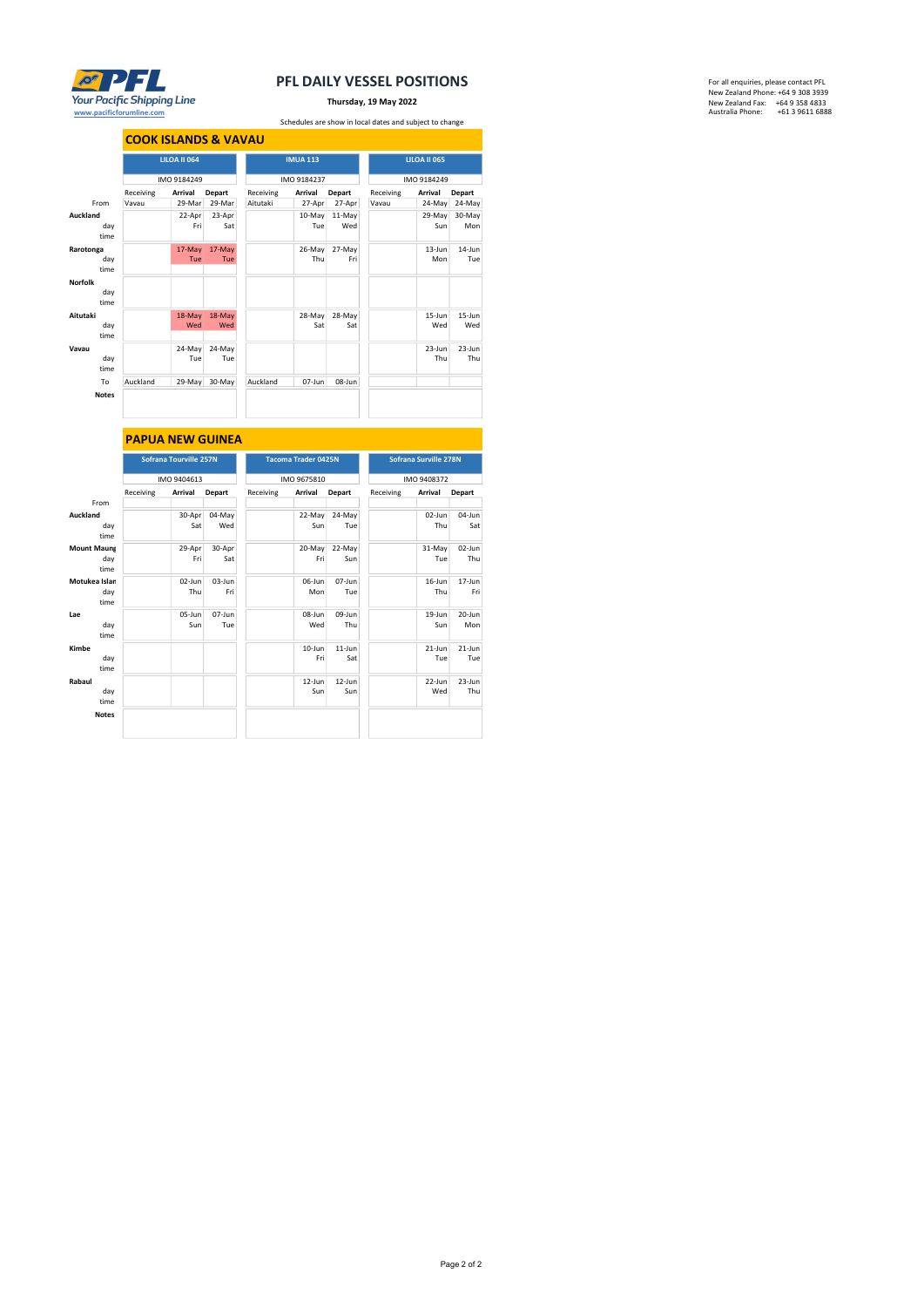# PFL DAILY VESSEL POSITIONS

**Thursday, 19 May 2022**

PFL
Your Pacific Shipping Line
www.pacificforumline.com

For all enquiries, please contact PFL
New Zealand Phone: +64 9 308 3939
New Zealand Fax: +64 9 358 4833
Australia Phone: +61 3 9611 6888

Schedules are show in local dates and subject to change

## COOK ISLANDS & VAVAU

| | LILOA II 064 | | | IMUA 113 | | | LILOA II 065 | | |
|---|---|---|---|---|---|---|---|---|---|
| | IMO 9184249 | | | IMO 9184237 | | | IMO 9184249 | | |
| | Receiving | **Arrival** | **Depart** | Receiving | **Arrival** | **Depart** | Receiving | **Arrival** | **Depart** |
| From | Vavau | 29-Mar | 29-Mar | Aitutaki | 27-Apr | 27-Apr | Vavau | 24-May | 24-May |
| **Auckland** | | 22-Apr | 23-Apr | | 10-May | 11-May | | 29-May | 30-May |
| day | | Fri | Sat | | Tue | Wed | | Sun | Mon |
| time | | | | | | | | | |
| **Rarotonga** | | 17-May | 17-May | | 26-May | 27-May | | 13-Jun | 14-Jun |
| day | | Tue | Tue | | Thu | Fri | | Mon | Tue |
| time | | | | | | | | | |
| **Norfolk** | | | | | | | | | |
| day | | | | | | | | | |
| time | | | | | | | | | |
| **Aitutaki** | | 18-May | 18-May | | 28-May | 28-May | | 15-Jun | 15-Jun |
| day | | Wed | Wed | | Sat | Sat | | Wed | Wed |
| time | | | | | | | | | |
| **Vavau** | | 24-May | 24-May | | | | | 23-Jun | 23-Jun |
| day | | Tue | Tue | | | | | Thu | Thu |
| time | | | | | | | | | |
| To | Auckland | 29-May | 30-May | Auckland | 07-Jun | 08-Jun | | | |
| **Notes** | | | | | | | | | |

## PAPUA NEW GUINEA

| | Sofrana Tourville 257N | | | Tacoma Trader 0425N | | | Sofrana Surville 278N | | |
|---|---|---|---|---|---|---|---|---|---|
| | IMO 9404613 | | | IMO 9675810 | | | IMO 9408372 | | |
| | Receiving | **Arrival** | **Depart** | Receiving | **Arrival** | **Depart** | Receiving | **Arrival** | **Depart** |
| From | | | | | | | | | |
| **Auckland** | | 30-Apr | 04-May | | 22-May | 24-May | | 02-Jun | 04-Jun |
| day | | Sat | Wed | | Sun | Tue | | Thu | Sat |
| time | | | | | | | | | |
| **Mount Maung** | | 29-Apr | 30-Apr | | 20-May | 22-May | | 31-May | 02-Jun |
| day | | Fri | Sat | | Fri | Sun | | Tue | Thu |
| time | | | | | | | | | |
| **Motukea Islan** | | 02-Jun | 03-Jun | | 06-Jun | 07-Jun | | 16-Jun | 17-Jun |
| day | | Thu | Fri | | Mon | Tue | | Thu | Fri |
| time | | | | | | | | | |
| **Lae** | | 05-Jun | 07-Jun | | 08-Jun | 09-Jun | | 19-Jun | 20-Jun |
| day | | Sun | Tue | | Wed | Thu | | Sun | Mon |
| time | | | | | | | | | |
| **Kimbe** | | | | | 10-Jun | 11-Jun | | 21-Jun | 21-Jun |
| day | | | | | Fri | Sat | | Tue | Tue |
| time | | | | | | | | | |
| **Rabaul** | | | | | 12-Jun | 12-Jun | | 22-Jun | 23-Jun |
| day | | | | | Sun | Sun | | Wed | Thu |
| time | | | | | | | | | |
| **Notes** | | | | | | | | | |